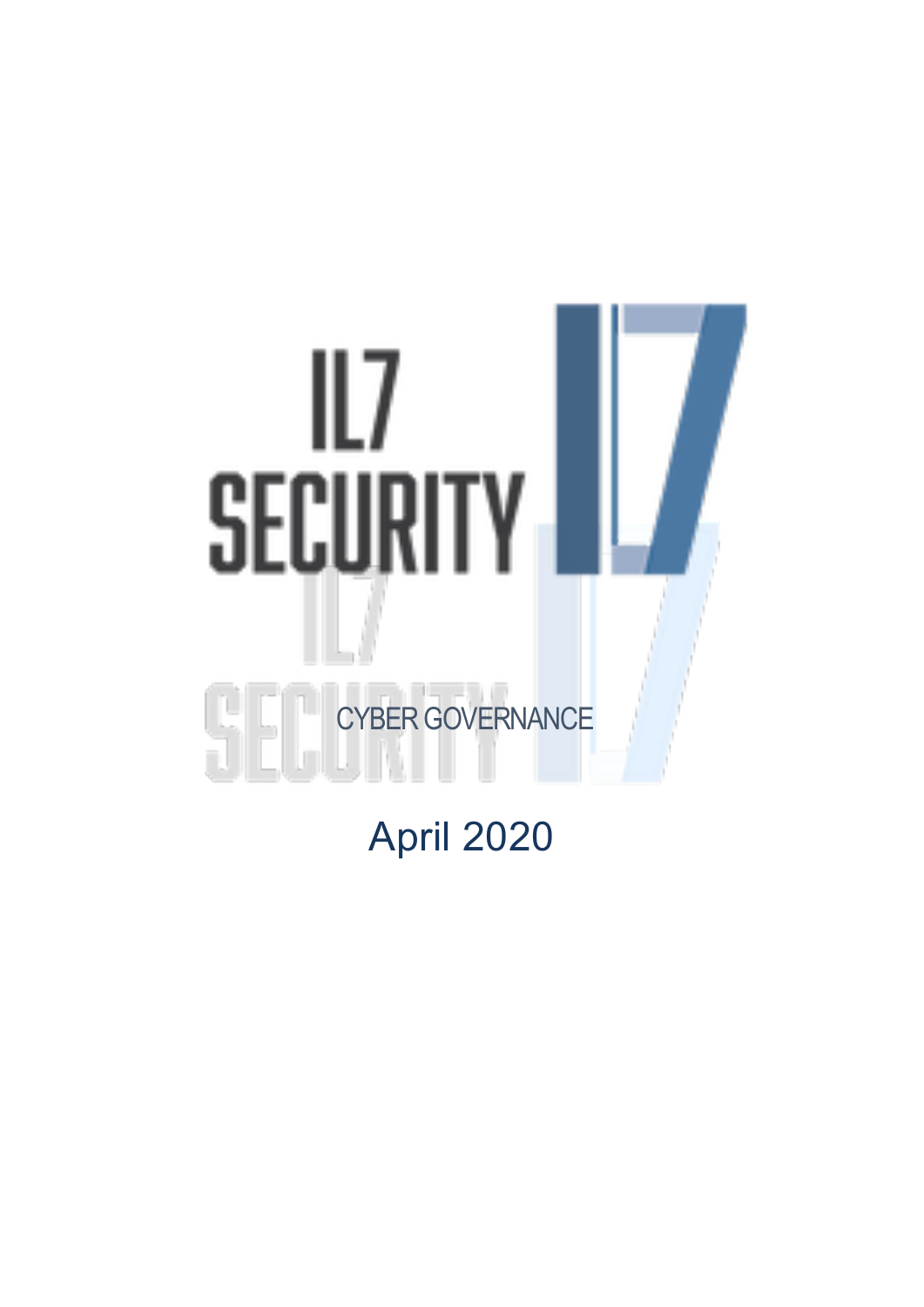# IL7 SECURITY

CYBER GOVERNANCE

April 2020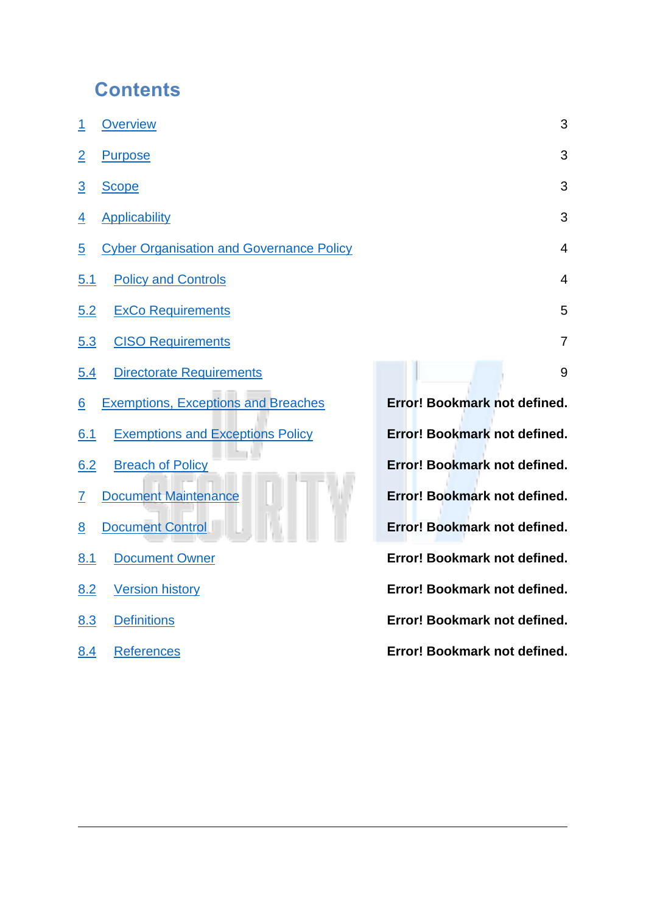# Contents

| | | |
|---|---|---|
| 1 | Overview | 3 |
| 2 | Purpose | 3 |
| 3 | Scope | 3 |
| 4 | Applicability | 3 |
| 5 | Cyber Organisation and Governance Policy | 4 |
| 5.1 | Policy and Controls | 4 |
| 5.2 | ExCo Requirements | 5 |
| 5.3 | CISO Requirements | 7 |
| 5.4 | Directorate Requirements | 9 |
| 6 | Exemptions, Exceptions and Breaches | **Error! Bookmark not defined.** |
| 6.1 | Exemptions and Exceptions Policy | **Error! Bookmark not defined.** |
| 6.2 | Breach of Policy | **Error! Bookmark not defined.** |
| 7 | Document Maintenance | **Error! Bookmark not defined.** |
| 8 | Document Control | **Error! Bookmark not defined.** |
| 8.1 | Document Owner | **Error! Bookmark not defined.** |
| 8.2 | Version history | **Error! Bookmark not defined.** |
| 8.3 | Definitions | **Error! Bookmark not defined.** |
| 8.4 | References | **Error! Bookmark not defined.** |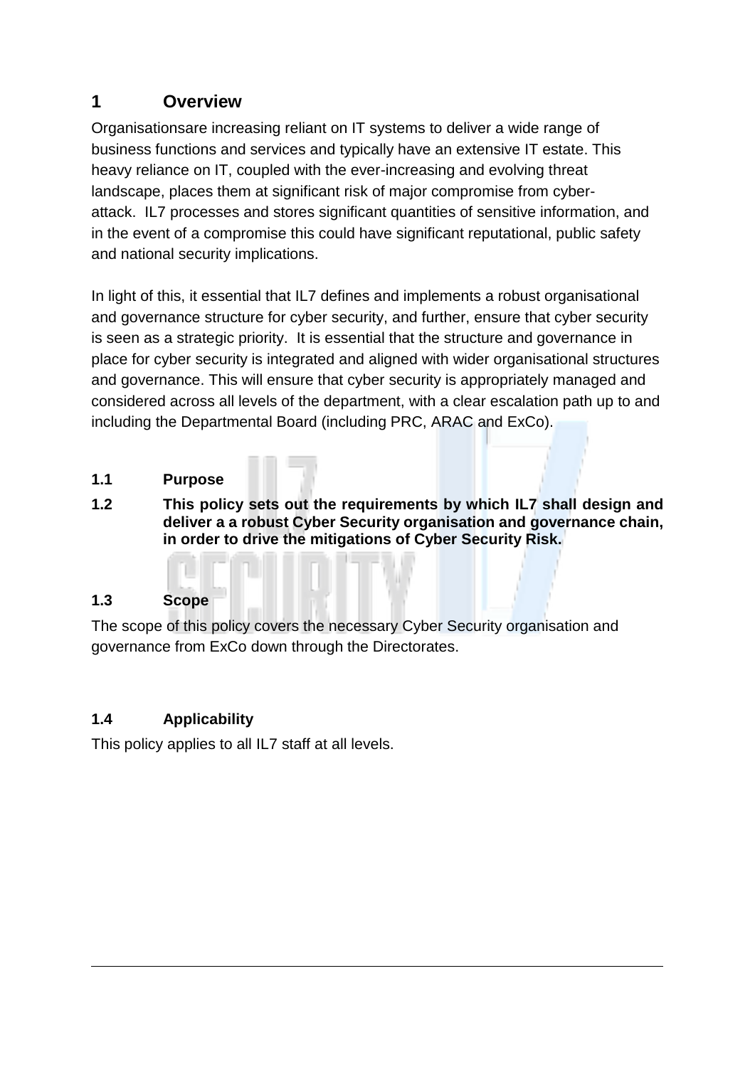# 1 Overview

Organisationsare increasing reliant on IT systems to deliver a wide range of business functions and services and typically have an extensive IT estate. This heavy reliance on IT, coupled with the ever-increasing and evolving threat landscape, places them at significant risk of major compromise from cyber-attack. IL7 processes and stores significant quantities of sensitive information, and in the event of a compromise this could have significant reputational, public safety and national security implications.

In light of this, it essential that IL7 defines and implements a robust organisational and governance structure for cyber security, and further, ensure that cyber security is seen as a strategic priority. It is essential that the structure and governance in place for cyber security is integrated and aligned with wider organisational structures and governance. This will ensure that cyber security is appropriately managed and considered across all levels of the department, with a clear escalation path up to and including the Departmental Board (including PRC, ARAC and ExCo).

## 1.1 Purpose

**1.2 This policy sets out the requirements by which IL7 shall design and deliver a a robust Cyber Security organisation and governance chain, in order to drive the mitigations of Cyber Security Risk.**

## 1.3 Scope

The scope of this policy covers the necessary Cyber Security organisation and governance from ExCo down through the Directorates.

## 1.4 Applicability

This policy applies to all IL7 staff at all levels.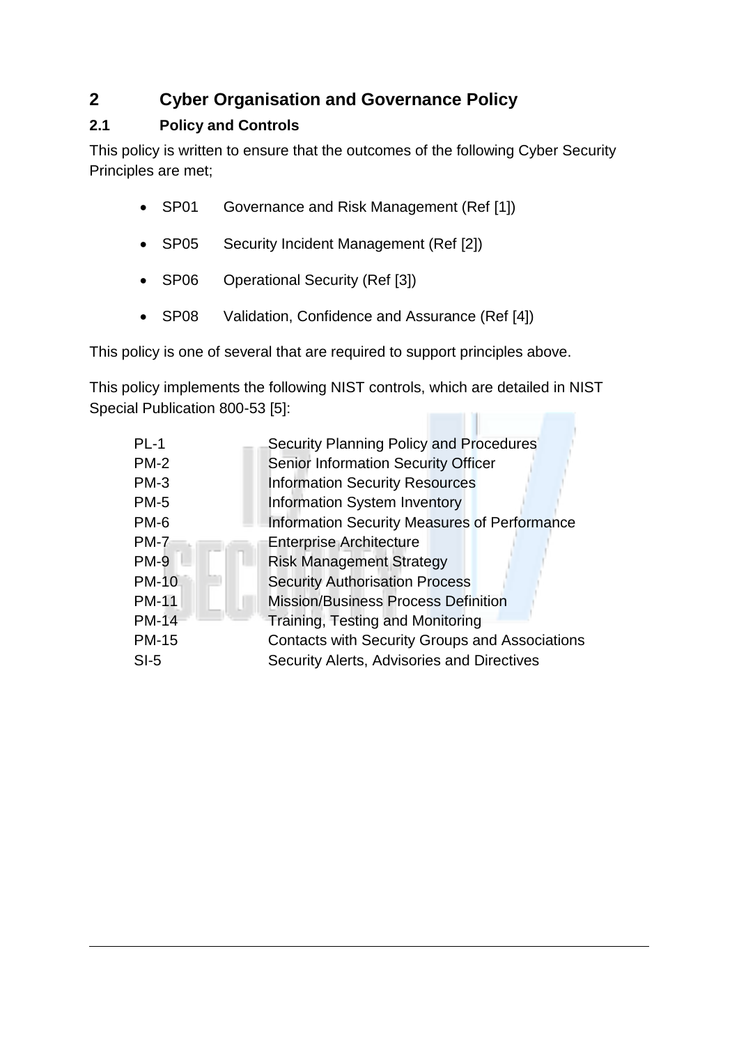## 2 Cyber Organisation and Governance Policy

### 2.1 Policy and Controls

This policy is written to ensure that the outcomes of the following Cyber Security Principles are met;

- SP01 Governance and Risk Management (Ref [1])
- SP05 Security Incident Management (Ref [2])
- SP06 Operational Security (Ref [3])
- SP08 Validation, Confidence and Assurance (Ref [4])

This policy is one of several that are required to support principles above.

This policy implements the following NIST controls, which are detailed in NIST Special Publication 800-53 [5]:

| | |
|---|---|
| PL-1 | Security Planning Policy and Procedures |
| PM-2 | Senior Information Security Officer |
| PM-3 | Information Security Resources |
| PM-5 | Information System Inventory |
| PM-6 | Information Security Measures of Performance |
| PM-7 | Enterprise Architecture |
| PM-9 | Risk Management Strategy |
| PM-10 | Security Authorisation Process |
| PM-11 | Mission/Business Process Definition |
| PM-14 | Training, Testing and Monitoring |
| PM-15 | Contacts with Security Groups and Associations |
| SI-5 | Security Alerts, Advisories and Directives |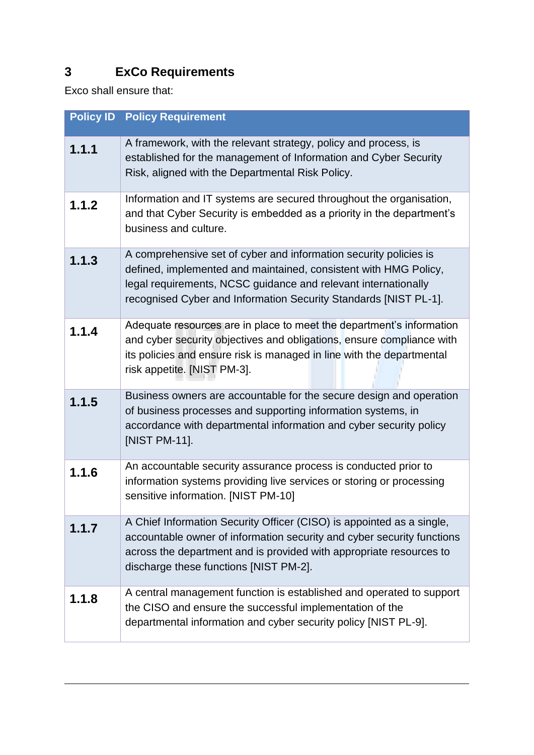## 3 ExCo Requirements

Exco shall ensure that:

| Policy ID | Policy Requirement |
|---|---|
| **1.1.1** | A framework, with the relevant strategy, policy and process, is established for the management of Information and Cyber Security Risk, aligned with the Departmental Risk Policy. |
| **1.1.2** | Information and IT systems are secured throughout the organisation, and that Cyber Security is embedded as a priority in the department's business and culture. |
| **1.1.3** | A comprehensive set of cyber and information security policies is defined, implemented and maintained, consistent with HMG Policy, legal requirements, NCSC guidance and relevant internationally recognised Cyber and Information Security Standards [NIST PL-1]. |
| **1.1.4** | Adequate resources are in place to meet the department's information and cyber security objectives and obligations, ensure compliance with its policies and ensure risk is managed in line with the departmental risk appetite. [NIST PM-3]. |
| **1.1.5** | Business owners are accountable for the secure design and operation of business processes and supporting information systems, in accordance with departmental information and cyber security policy [NIST PM-11]. |
| **1.1.6** | An accountable security assurance process is conducted prior to information systems providing live services or storing or processing sensitive information. [NIST PM-10] |
| **1.1.7** | A Chief Information Security Officer (CISO) is appointed as a single, accountable owner of information security and cyber security functions across the department and is provided with appropriate resources to discharge these functions [NIST PM-2]. |
| **1.1.8** | A central management function is established and operated to support the CISO and ensure the successful implementation of the departmental information and cyber security policy [NIST PL-9]. |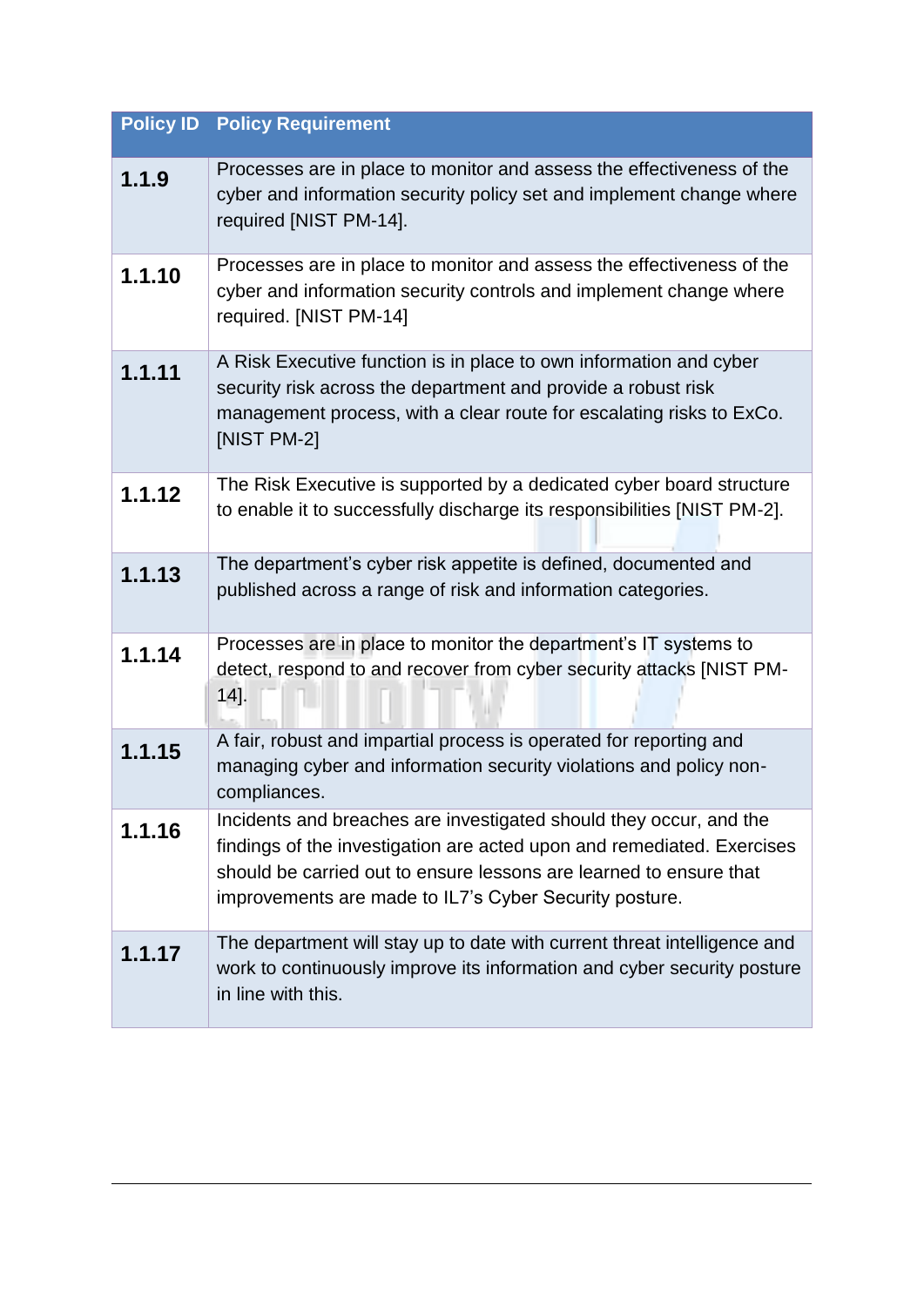| Policy ID | Policy Requirement |
|---|---|
| **1.1.9** | Processes are in place to monitor and assess the effectiveness of the cyber and information security policy set and implement change where required [NIST PM-14]. |
| **1.1.10** | Processes are in place to monitor and assess the effectiveness of the cyber and information security controls and implement change where required. [NIST PM-14] |
| **1.1.11** | A Risk Executive function is in place to own information and cyber security risk across the department and provide a robust risk management process, with a clear route for escalating risks to ExCo. [NIST PM-2] |
| **1.1.12** | The Risk Executive is supported by a dedicated cyber board structure to enable it to successfully discharge its responsibilities [NIST PM-2]. |
| **1.1.13** | The department's cyber risk appetite is defined, documented and published across a range of risk and information categories. |
| **1.1.14** | Processes are in place to monitor the department's IT systems to detect, respond to and recover from cyber security attacks [NIST PM-14]. |
| **1.1.15** | A fair, robust and impartial process is operated for reporting and managing cyber and information security violations and policy non-compliances. |
| **1.1.16** | Incidents and breaches are investigated should they occur, and the findings of the investigation are acted upon and remediated. Exercises should be carried out to ensure lessons are learned to ensure that improvements are made to IL7's Cyber Security posture. |
| **1.1.17** | The department will stay up to date with current threat intelligence and work to continuously improve its information and cyber security posture in line with this. |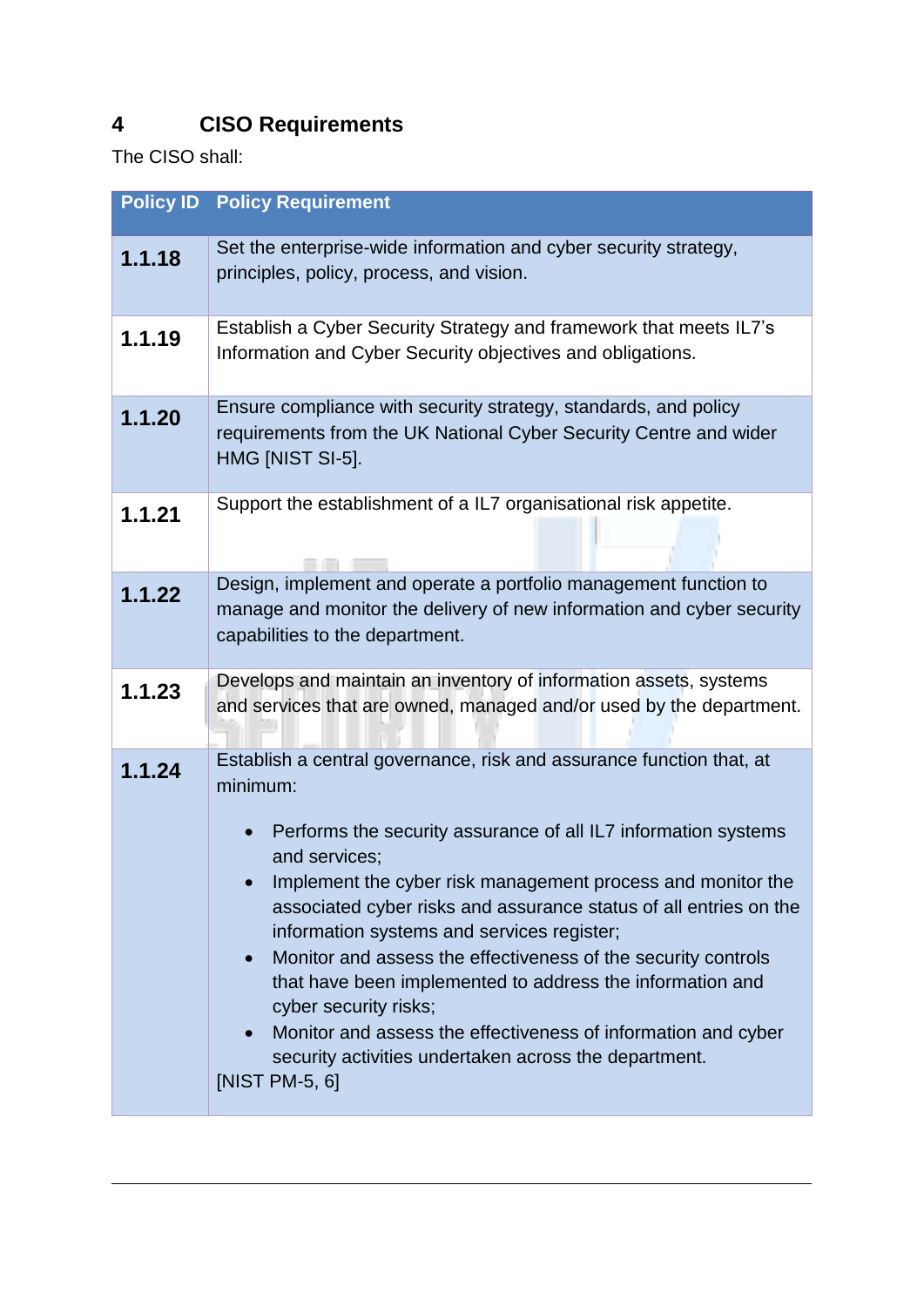# 4 CISO Requirements

The CISO shall:

| Policy ID | Policy Requirement |
|---|---|
| **1.1.18** | Set the enterprise-wide information and cyber security strategy, principles, policy, process, and vision. |
| **1.1.19** | Establish a Cyber Security Strategy and framework that meets IL7's Information and Cyber Security objectives and obligations. |
| **1.1.20** | Ensure compliance with security strategy, standards, and policy requirements from the UK National Cyber Security Centre and wider HMG [NIST SI-5]. |
| **1.1.21** | Support the establishment of a IL7 organisational risk appetite. |
| **1.1.22** | Design, implement and operate a portfolio management function to manage and monitor the delivery of new information and cyber security capabilities to the department. |
| **1.1.23** | Develops and maintain an inventory of information assets, systems and services that are owned, managed and/or used by the department. |
| **1.1.24** | Establish a central governance, risk and assurance function that, at minimum:<br>• Performs the security assurance of all IL7 information systems and services;<br>• Implement the cyber risk management process and monitor the associated cyber risks and assurance status of all entries on the information systems and services register;<br>• Monitor and assess the effectiveness of the security controls that have been implemented to address the information and cyber security risks;<br>• Monitor and assess the effectiveness of information and cyber security activities undertaken across the department.<br>[NIST PM-5, 6] |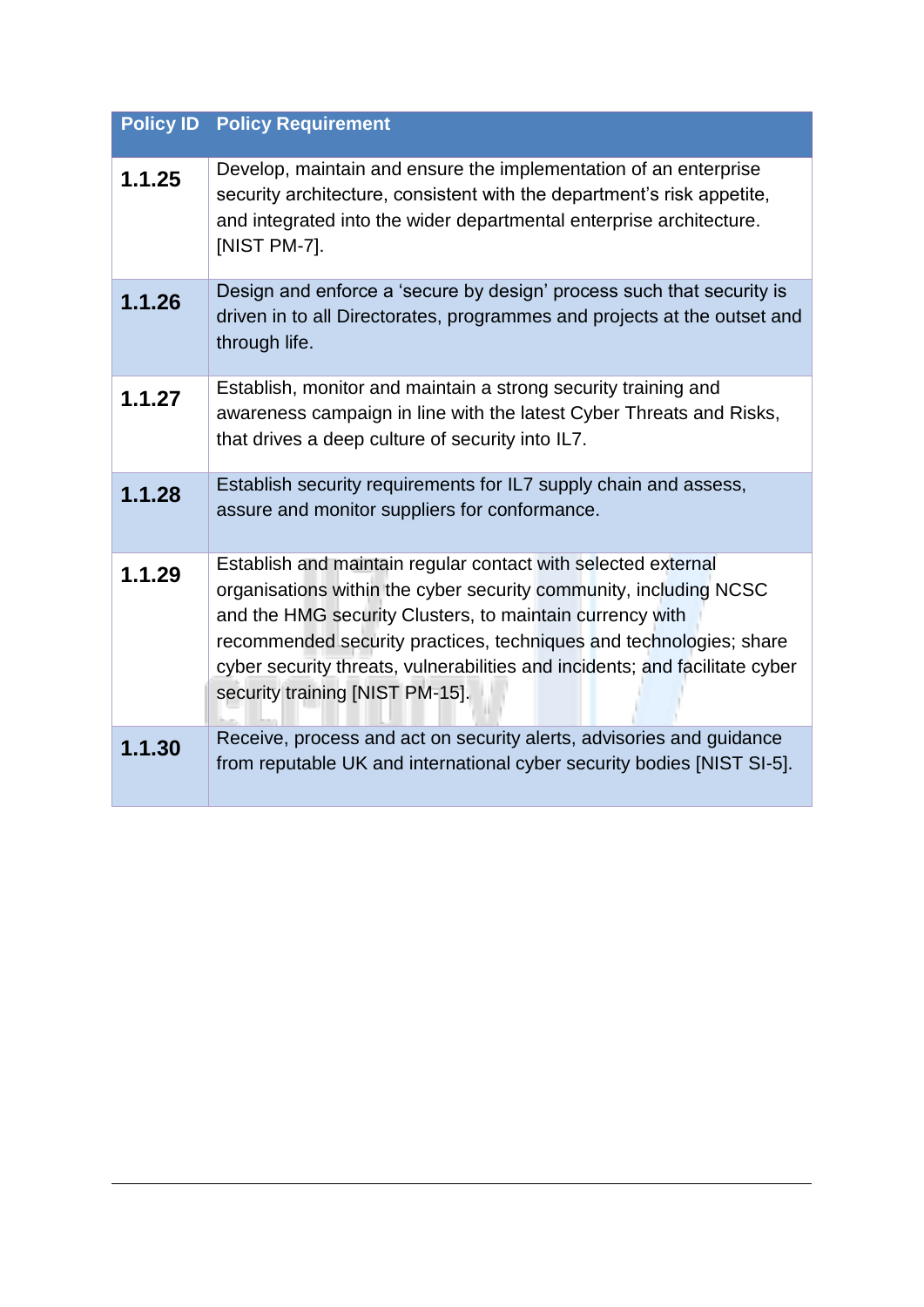| Policy ID | Policy Requirement |
| --- | --- |
| **1.1.25** | Develop, maintain and ensure the implementation of an enterprise security architecture, consistent with the department's risk appetite, and integrated into the wider departmental enterprise architecture. [NIST PM-7]. |
| **1.1.26** | Design and enforce a 'secure by design' process such that security is driven in to all Directorates, programmes and projects at the outset and through life. |
| **1.1.27** | Establish, monitor and maintain a strong security training and awareness campaign in line with the latest Cyber Threats and Risks, that drives a deep culture of security into IL7. |
| **1.1.28** | Establish security requirements for IL7 supply chain and assess, assure and monitor suppliers for conformance. |
| **1.1.29** | Establish and maintain regular contact with selected external organisations within the cyber security community, including NCSC and the HMG security Clusters, to maintain currency with recommended security practices, techniques and technologies; share cyber security threats, vulnerabilities and incidents; and facilitate cyber security training [NIST PM-15]. |
| **1.1.30** | Receive, process and act on security alerts, advisories and guidance from reputable UK and international cyber security bodies [NIST SI-5]. |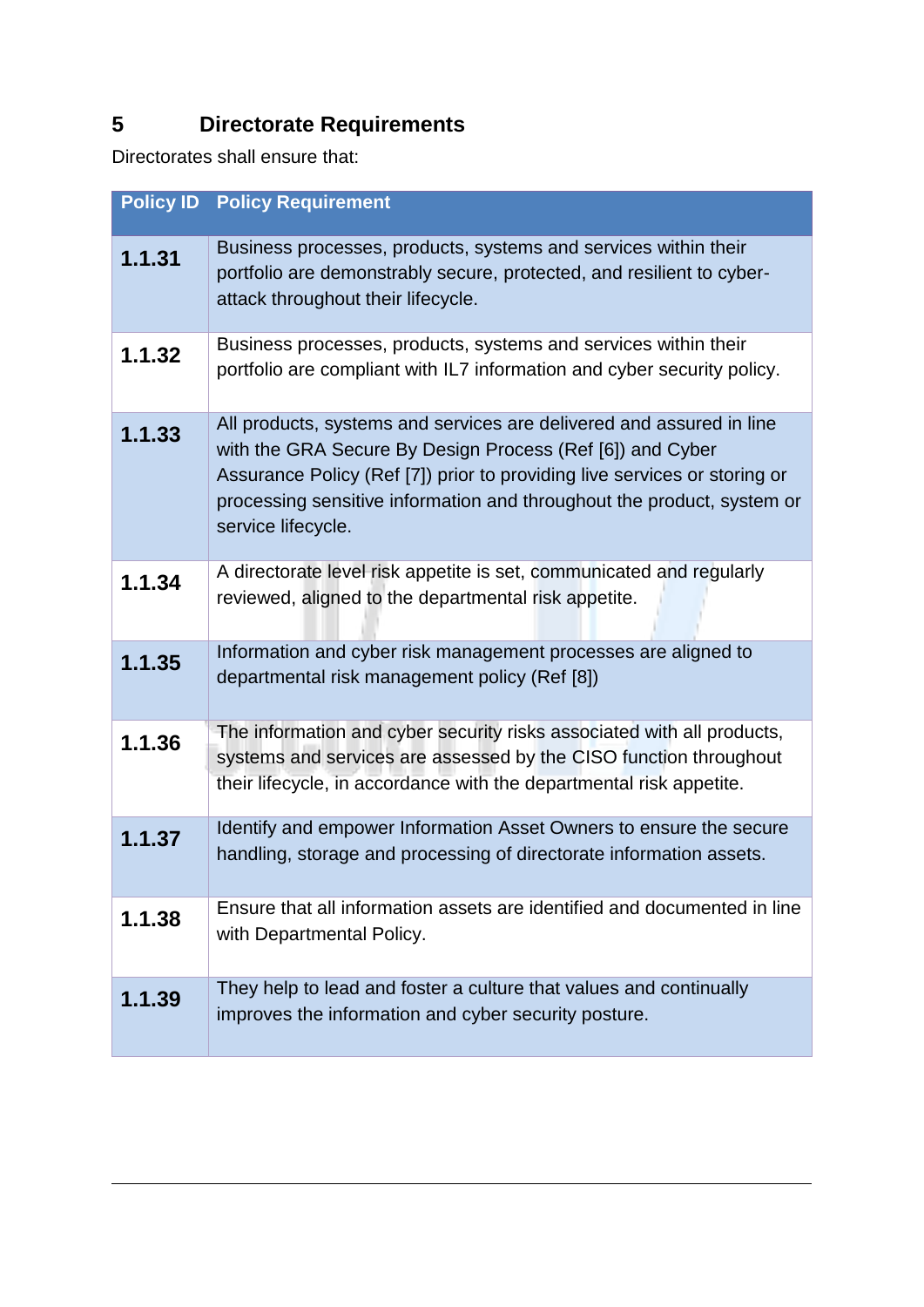# 5 Directorate Requirements

Directorates shall ensure that:

| Policy ID | Policy Requirement |
|---|---|
| **1.1.31** | Business processes, products, systems and services within their portfolio are demonstrably secure, protected, and resilient to cyber-attack throughout their lifecycle. |
| **1.1.32** | Business processes, products, systems and services within their portfolio are compliant with IL7 information and cyber security policy. |
| **1.1.33** | All products, systems and services are delivered and assured in line with the GRA Secure By Design Process (Ref [6]) and Cyber Assurance Policy (Ref [7]) prior to providing live services or storing or processing sensitive information and throughout the product, system or service lifecycle. |
| **1.1.34** | A directorate level risk appetite is set, communicated and regularly reviewed, aligned to the departmental risk appetite. |
| **1.1.35** | Information and cyber risk management processes are aligned to departmental risk management policy (Ref [8]) |
| **1.1.36** | The information and cyber security risks associated with all products, systems and services are assessed by the CISO function throughout their lifecycle, in accordance with the departmental risk appetite. |
| **1.1.37** | Identify and empower Information Asset Owners to ensure the secure handling, storage and processing of directorate information assets. |
| **1.1.38** | Ensure that all information assets are identified and documented in line with Departmental Policy. |
| **1.1.39** | They help to lead and foster a culture that values and continually improves the information and cyber security posture. |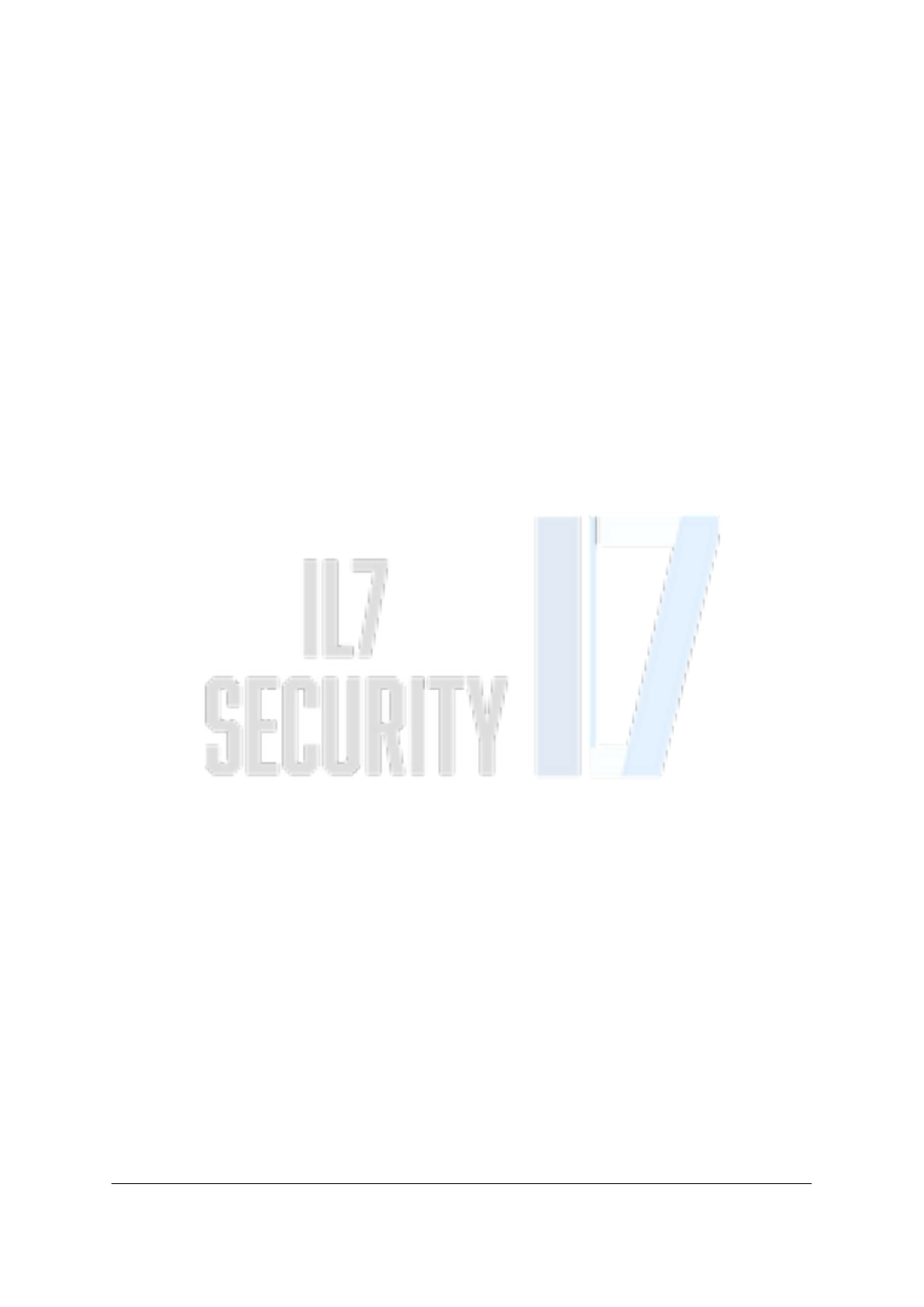IL7

SECURITY